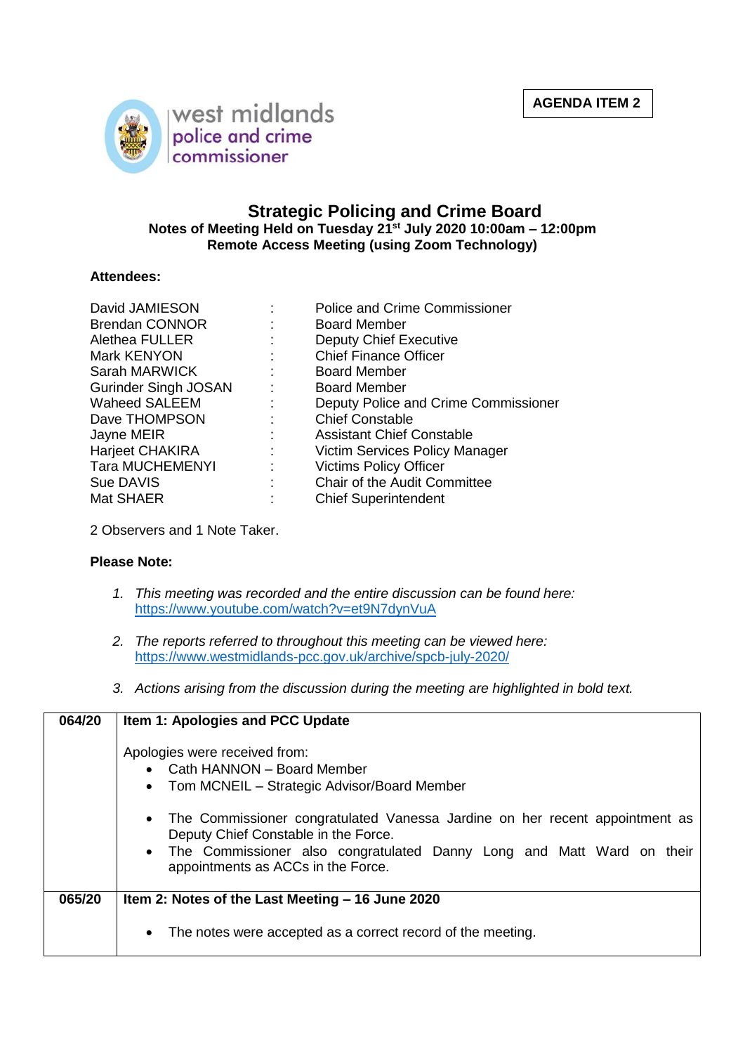west midlands
police and crime
commissioner

**AGENDA ITEM 2**

# Strategic Policing and Crime Board

**Notes of Meeting Held on Tuesday 21st July 2020 10:00am – 12:00pm**
**Remote Access Meeting (using Zoom Technology)**

**Attendees:**

| | | |
|---|---|---|
| David JAMIESON | : | Police and Crime Commissioner |
| Brendan CONNOR | : | Board Member |
| Alethea FULLER | : | Deputy Chief Executive |
| Mark KENYON | : | Chief Finance Officer |
| Sarah MARWICK | : | Board Member |
| Gurinder Singh JOSAN | : | Board Member |
| Waheed SALEEM | : | Deputy Police and Crime Commissioner |
| Dave THOMPSON | : | Chief Constable |
| Jayne MEIR | : | Assistant Chief Constable |
| Harjeet CHAKIRA | : | Victim Services Policy Manager |
| Tara MUCHEMENYI | : | Victims Policy Officer |
| Sue DAVIS | : | Chair of the Audit Committee |
| Mat SHAER | : | Chief Superintendent |

2 Observers and 1 Note Taker.

**Please Note:**

1. *This meeting was recorded and the entire discussion can be found here:* https://www.youtube.com/watch?v=et9N7dynVuA
2. *The reports referred to throughout this meeting can be viewed here:* https://www.westmidlands-pcc.gov.uk/archive/spcb-july-2020/
3. *Actions arising from the discussion during the meeting are highlighted in bold text.*

| | |
|---|---|
| **064/20** | **Item 1: Apologies and PCC Update**<br><br>Apologies were received from:<br>• Cath HANNON – Board Member<br>• Tom MCNEIL – Strategic Advisor/Board Member<br><br>• The Commissioner congratulated Vanessa Jardine on her recent appointment as Deputy Chief Constable in the Force.<br>• The Commissioner also congratulated Danny Long and Matt Ward on their appointments as ACCs in the Force. |
| **065/20** | **Item 2: Notes of the Last Meeting – 16 June 2020**<br><br>• The notes were accepted as a correct record of the meeting. |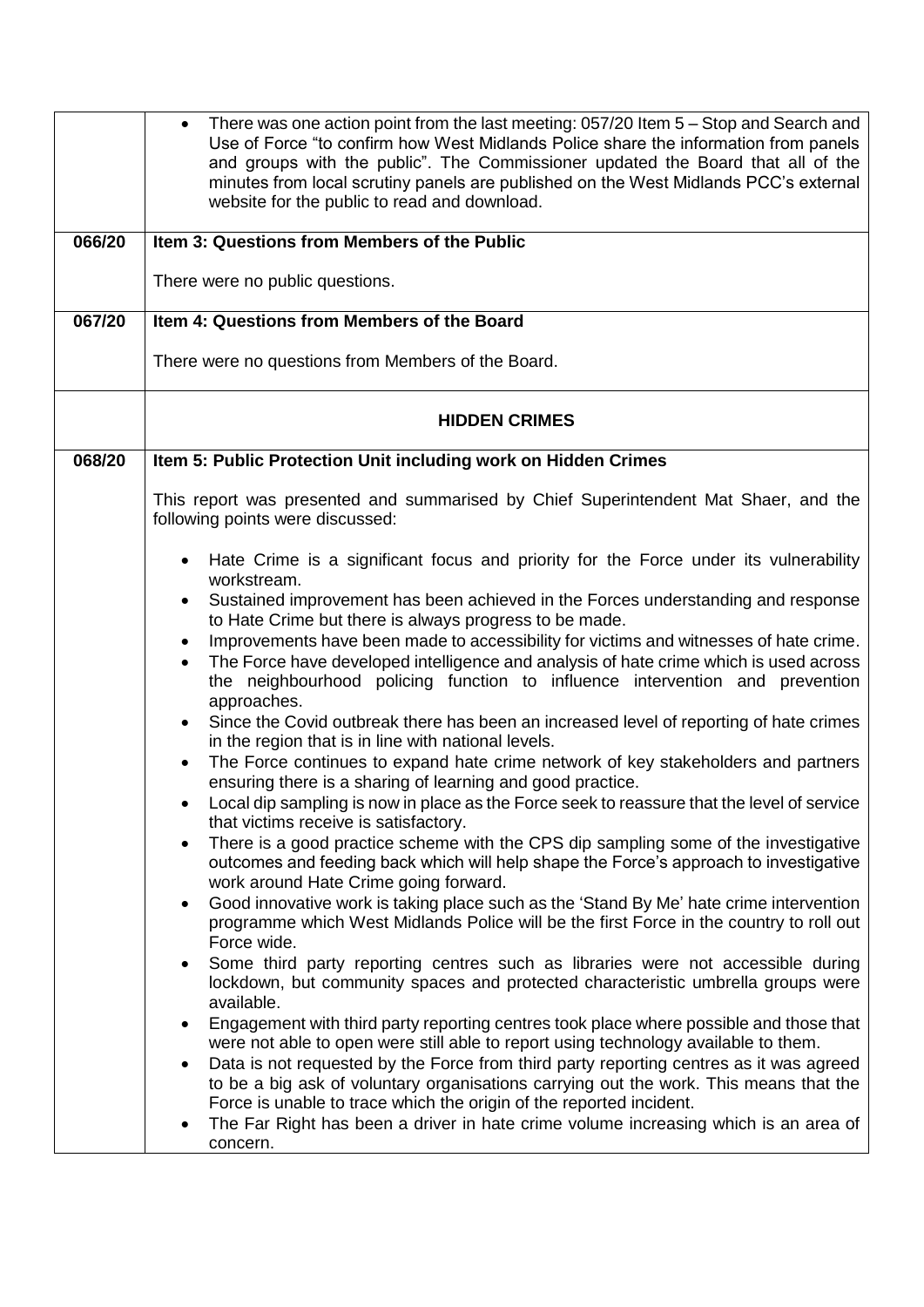| | |
|---|---|
| | • There was one action point from the last meeting: 057/20 Item 5 – Stop and Search and Use of Force "to confirm how West Midlands Police share the information from panels and groups with the public". The Commissioner updated the Board that all of the minutes from local scrutiny panels are published on the West Midlands PCC's external website for the public to read and download. |
| **066/20** | **Item 3: Questions from Members of the Public**<br><br>There were no public questions. |
| **067/20** | **Item 4: Questions from Members of the Board**<br><br>There were no questions from Members of the Board. |
| | **HIDDEN CRIMES** |
| **068/20** | **Item 5: Public Protection Unit including work on Hidden Crimes**<br><br>This report was presented and summarised by Chief Superintendent Mat Shaer, and the following points were discussed:<br><br>• Hate Crime is a significant focus and priority for the Force under its vulnerability workstream.<br>• Sustained improvement has been achieved in the Forces understanding and response to Hate Crime but there is always progress to be made.<br>• Improvements have been made to accessibility for victims and witnesses of hate crime.<br>• The Force have developed intelligence and analysis of hate crime which is used across the neighbourhood policing function to influence intervention and prevention approaches.<br>• Since the Covid outbreak there has been an increased level of reporting of hate crimes in the region that is in line with national levels.<br>• The Force continues to expand hate crime network of key stakeholders and partners ensuring there is a sharing of learning and good practice.<br>• Local dip sampling is now in place as the Force seek to reassure that the level of service that victims receive is satisfactory.<br>• There is a good practice scheme with the CPS dip sampling some of the investigative outcomes and feeding back which will help shape the Force's approach to investigative work around Hate Crime going forward.<br>• Good innovative work is taking place such as the 'Stand By Me' hate crime intervention programme which West Midlands Police will be the first Force in the country to roll out Force wide.<br>• Some third party reporting centres such as libraries were not accessible during lockdown, but community spaces and protected characteristic umbrella groups were available.<br>• Engagement with third party reporting centres took place where possible and those that were not able to open were still able to report using technology available to them.<br>• Data is not requested by the Force from third party reporting centres as it was agreed to be a big ask of voluntary organisations carrying out the work. This means that the Force is unable to trace which the origin of the reported incident.<br>• The Far Right has been a driver in hate crime volume increasing which is an area of concern. |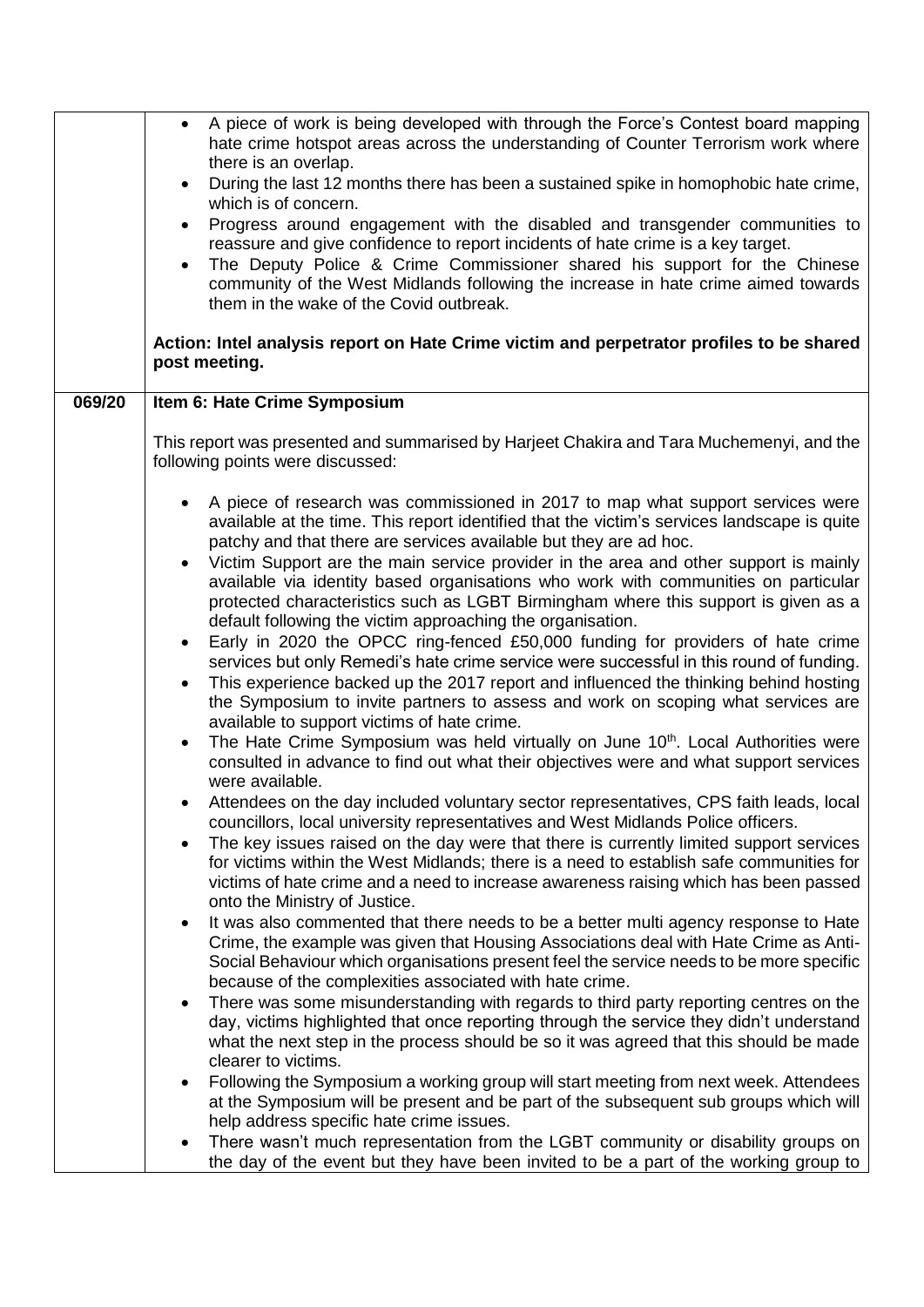| | |
|---|---|
| | • A piece of work is being developed with through the Force's Contest board mapping hate crime hotspot areas across the understanding of Counter Terrorism work where there is an overlap.<br>• During the last 12 months there has been a sustained spike in homophobic hate crime, which is of concern.<br>• Progress around engagement with the disabled and transgender communities to reassure and give confidence to report incidents of hate crime is a key target.<br>• The Deputy Police & Crime Commissioner shared his support for the Chinese community of the West Midlands following the increase in hate crime aimed towards them in the wake of the Covid outbreak.<br><br>**Action: Intel analysis report on Hate Crime victim and perpetrator profiles to be shared post meeting.** |
| **069/20** | **Item 6: Hate Crime Symposium**<br><br>This report was presented and summarised by Harjeet Chakira and Tara Muchemenyi, and the following points were discussed:<br><br>• A piece of research was commissioned in 2017 to map what support services were available at the time. This report identified that the victim's services landscape is quite patchy and that there are services available but they are ad hoc.<br>• Victim Support are the main service provider in the area and other support is mainly available via identity based organisations who work with communities on particular protected characteristics such as LGBT Birmingham where this support is given as a default following the victim approaching the organisation.<br>• Early in 2020 the OPCC ring-fenced £50,000 funding for providers of hate crime services but only Remedi's hate crime service were successful in this round of funding.<br>• This experience backed up the 2017 report and influenced the thinking behind hosting the Symposium to invite partners to assess and work on scoping what services are available to support victims of hate crime.<br>• The Hate Crime Symposium was held virtually on June 10th. Local Authorities were consulted in advance to find out what their objectives were and what support services were available.<br>• Attendees on the day included voluntary sector representatives, CPS faith leads, local councillors, local university representatives and West Midlands Police officers.<br>• The key issues raised on the day were that there is currently limited support services for victims within the West Midlands; there is a need to establish safe communities for victims of hate crime and a need to increase awareness raising which has been passed onto the Ministry of Justice.<br>• It was also commented that there needs to be a better multi agency response to Hate Crime, the example was given that Housing Associations deal with Hate Crime as Anti-Social Behaviour which organisations present feel the service needs to be more specific because of the complexities associated with hate crime.<br>• There was some misunderstanding with regards to third party reporting centres on the day, victims highlighted that once reporting through the service they didn't understand what the next step in the process should be so it was agreed that this should be made clearer to victims.<br>• Following the Symposium a working group will start meeting from next week. Attendees at the Symposium will be present and be part of the subsequent sub groups which will help address specific hate crime issues.<br>• There wasn't much representation from the LGBT community or disability groups on the day of the event but they have been invited to be a part of the working group to |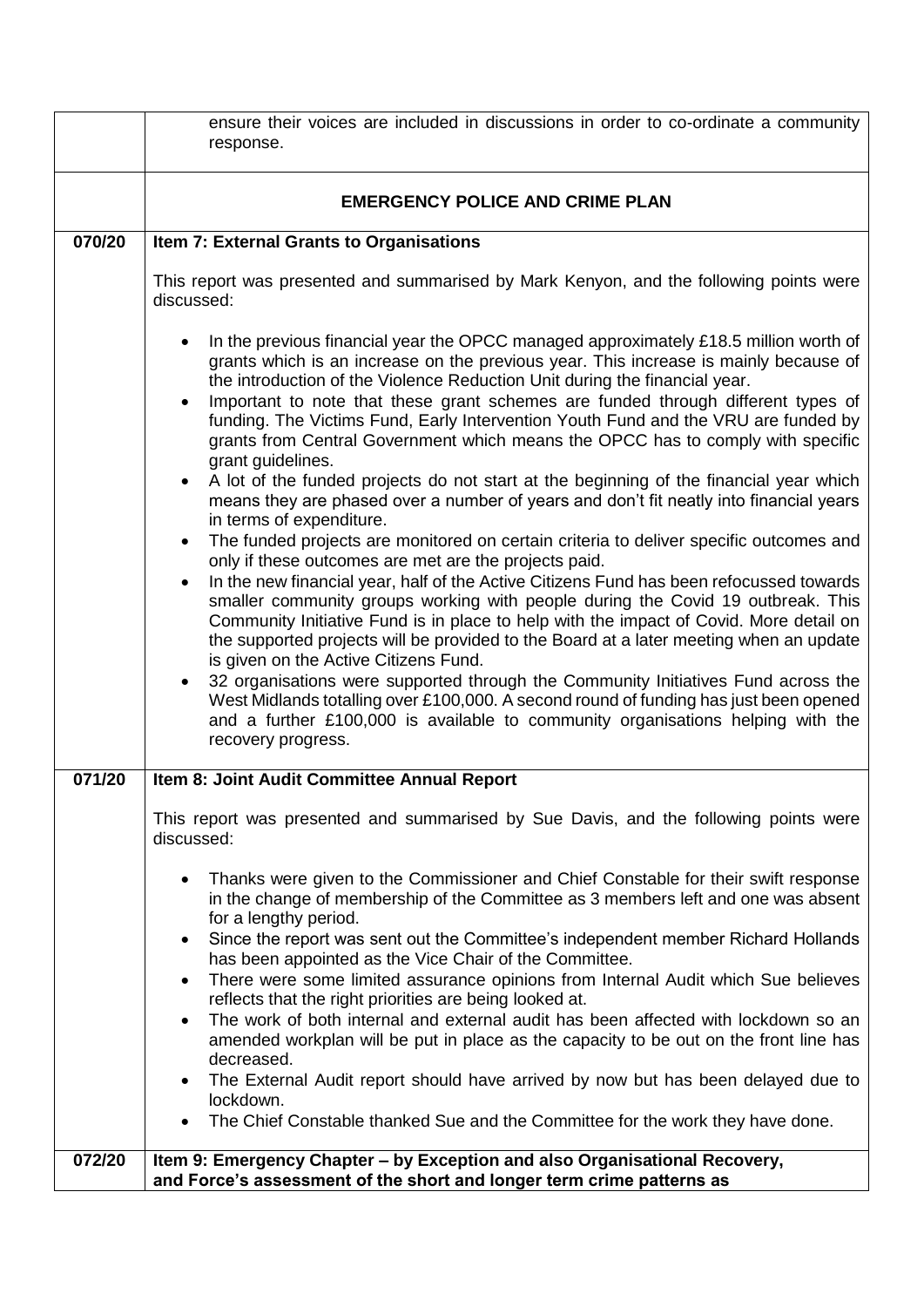| | |
|---|---|
| | ensure their voices are included in discussions in order to co-ordinate a community response. |
| | **EMERGENCY POLICE AND CRIME PLAN** |
| **070/20** | **Item 7: External Grants to Organisations**<br><br>This report was presented and summarised by Mark Kenyon, and the following points were discussed:<br><br>• In the previous financial year the OPCC managed approximately £18.5 million worth of grants which is an increase on the previous year. This increase is mainly because of the introduction of the Violence Reduction Unit during the financial year.<br>• Important to note that these grant schemes are funded through different types of funding. The Victims Fund, Early Intervention Youth Fund and the VRU are funded by grants from Central Government which means the OPCC has to comply with specific grant guidelines.<br>• A lot of the funded projects do not start at the beginning of the financial year which means they are phased over a number of years and don't fit neatly into financial years in terms of expenditure.<br>• The funded projects are monitored on certain criteria to deliver specific outcomes and only if these outcomes are met are the projects paid.<br>• In the new financial year, half of the Active Citizens Fund has been refocussed towards smaller community groups working with people during the Covid 19 outbreak. This Community Initiative Fund is in place to help with the impact of Covid. More detail on the supported projects will be provided to the Board at a later meeting when an update is given on the Active Citizens Fund.<br>• 32 organisations were supported through the Community Initiatives Fund across the West Midlands totalling over £100,000. A second round of funding has just been opened and a further £100,000 is available to community organisations helping with the recovery progress. |
| **071/20** | **Item 8: Joint Audit Committee Annual Report**<br><br>This report was presented and summarised by Sue Davis, and the following points were discussed:<br><br>• Thanks were given to the Commissioner and Chief Constable for their swift response in the change of membership of the Committee as 3 members left and one was absent for a lengthy period.<br>• Since the report was sent out the Committee's independent member Richard Hollands has been appointed as the Vice Chair of the Committee.<br>• There were some limited assurance opinions from Internal Audit which Sue believes reflects that the right priorities are being looked at.<br>• The work of both internal and external audit has been affected with lockdown so an amended workplan will be put in place as the capacity to be out on the front line has decreased.<br>• The External Audit report should have arrived by now but has been delayed due to lockdown.<br>• The Chief Constable thanked Sue and the Committee for the work they have done. |
| **072/20** | **Item 9: Emergency Chapter – by Exception and also Organisational Recovery, and Force's assessment of the short and longer term crime patterns as** |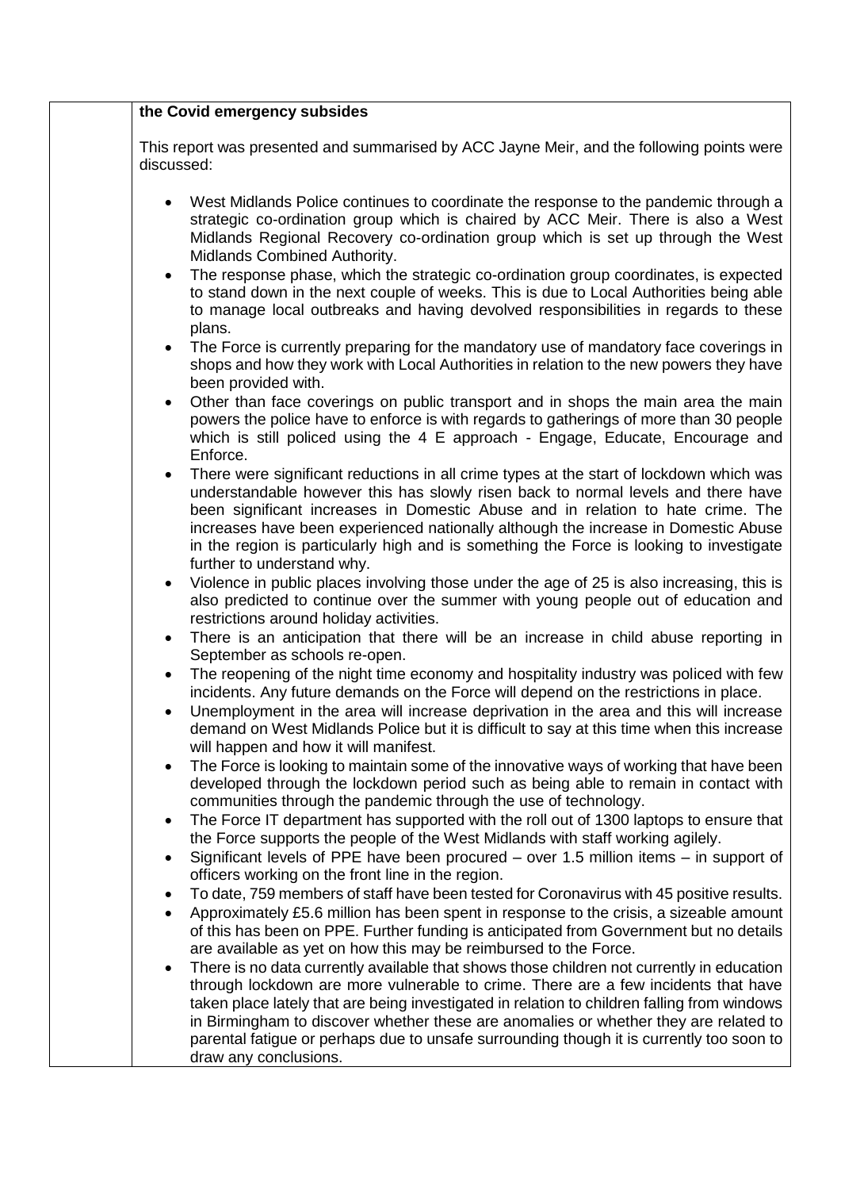**the Covid emergency subsides**

This report was presented and summarised by ACC Jayne Meir, and the following points were discussed:

- West Midlands Police continues to coordinate the response to the pandemic through a strategic co-ordination group which is chaired by ACC Meir. There is also a West Midlands Regional Recovery co-ordination group which is set up through the West Midlands Combined Authority.
- The response phase, which the strategic co-ordination group coordinates, is expected to stand down in the next couple of weeks. This is due to Local Authorities being able to manage local outbreaks and having devolved responsibilities in regards to these plans.
- The Force is currently preparing for the mandatory use of mandatory face coverings in shops and how they work with Local Authorities in relation to the new powers they have been provided with.
- Other than face coverings on public transport and in shops the main area the main powers the police have to enforce is with regards to gatherings of more than 30 people which is still policed using the 4 E approach - Engage, Educate, Encourage and Enforce.
- There were significant reductions in all crime types at the start of lockdown which was understandable however this has slowly risen back to normal levels and there have been significant increases in Domestic Abuse and in relation to hate crime. The increases have been experienced nationally although the increase in Domestic Abuse in the region is particularly high and is something the Force is looking to investigate further to understand why.
- Violence in public places involving those under the age of 25 is also increasing, this is also predicted to continue over the summer with young people out of education and restrictions around holiday activities.
- There is an anticipation that there will be an increase in child abuse reporting in September as schools re-open.
- The reopening of the night time economy and hospitality industry was policed with few incidents. Any future demands on the Force will depend on the restrictions in place.
- Unemployment in the area will increase deprivation in the area and this will increase demand on West Midlands Police but it is difficult to say at this time when this increase will happen and how it will manifest.
- The Force is looking to maintain some of the innovative ways of working that have been developed through the lockdown period such as being able to remain in contact with communities through the pandemic through the use of technology.
- The Force IT department has supported with the roll out of 1300 laptops to ensure that the Force supports the people of the West Midlands with staff working agilely.
- Significant levels of PPE have been procured – over 1.5 million items – in support of officers working on the front line in the region.
- To date, 759 members of staff have been tested for Coronavirus with 45 positive results.
- Approximately £5.6 million has been spent in response to the crisis, a sizeable amount of this has been on PPE. Further funding is anticipated from Government but no details are available as yet on how this may be reimbursed to the Force.
- There is no data currently available that shows those children not currently in education through lockdown are more vulnerable to crime. There are a few incidents that have taken place lately that are being investigated in relation to children falling from windows in Birmingham to discover whether these are anomalies or whether they are related to parental fatigue or perhaps due to unsafe surrounding though it is currently too soon to draw any conclusions.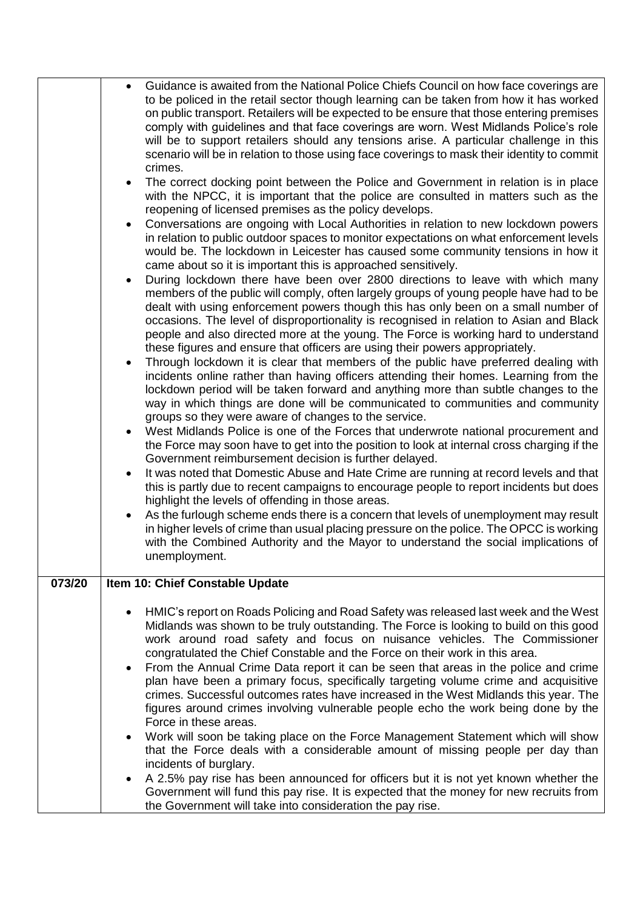| | |
|---|---|
| | - Guidance is awaited from the National Police Chiefs Council on how face coverings are to be policed in the retail sector though learning can be taken from how it has worked on public transport. Retailers will be expected to be ensure that those entering premises comply with guidelines and that face coverings are worn. West Midlands Police's role will be to support retailers should any tensions arise. A particular challenge in this scenario will be in relation to those using face coverings to mask their identity to commit crimes.<br>- The correct docking point between the Police and Government in relation is in place with the NPCC, it is important that the police are consulted in matters such as the reopening of licensed premises as the policy develops.<br>- Conversations are ongoing with Local Authorities in relation to new lockdown powers in relation to public outdoor spaces to monitor expectations on what enforcement levels would be. The lockdown in Leicester has caused some community tensions in how it came about so it is important this is approached sensitively.<br>- During lockdown there have been over 2800 directions to leave with which many members of the public will comply, often largely groups of young people have had to be dealt with using enforcement powers though this has only been on a small number of occasions. The level of disproportionality is recognised in relation to Asian and Black people and also directed more at the young. The Force is working hard to understand these figures and ensure that officers are using their powers appropriately.<br>- Through lockdown it is clear that members of the public have preferred dealing with incidents online rather than having officers attending their homes. Learning from the lockdown period will be taken forward and anything more than subtle changes to the way in which things are done will be communicated to communities and community groups so they were aware of changes to the service.<br>- West Midlands Police is one of the Forces that underwrote national procurement and the Force may soon have to get into the position to look at internal cross charging if the Government reimbursement decision is further delayed.<br>- It was noted that Domestic Abuse and Hate Crime are running at record levels and that this is partly due to recent campaigns to encourage people to report incidents but does highlight the levels of offending in those areas.<br>- As the furlough scheme ends there is a concern that levels of unemployment may result in higher levels of crime than usual placing pressure on the police. The OPCC is working with the Combined Authority and the Mayor to understand the social implications of unemployment. |
| **073/20** | **Item 10: Chief Constable Update**<br><br>- HMIC's report on Roads Policing and Road Safety was released last week and the West Midlands was shown to be truly outstanding. The Force is looking to build on this good work around road safety and focus on nuisance vehicles. The Commissioner congratulated the Chief Constable and the Force on their work in this area.<br>- From the Annual Crime Data report it can be seen that areas in the police and crime plan have been a primary focus, specifically targeting volume crime and acquisitive crimes. Successful outcomes rates have increased in the West Midlands this year. The figures around crimes involving vulnerable people echo the work being done by the Force in these areas.<br>- Work will soon be taking place on the Force Management Statement which will show that the Force deals with a considerable amount of missing people per day than incidents of burglary.<br>- A 2.5% pay rise has been announced for officers but it is not yet known whether the Government will fund this pay rise. It is expected that the money for new recruits from the Government will take into consideration the pay rise. |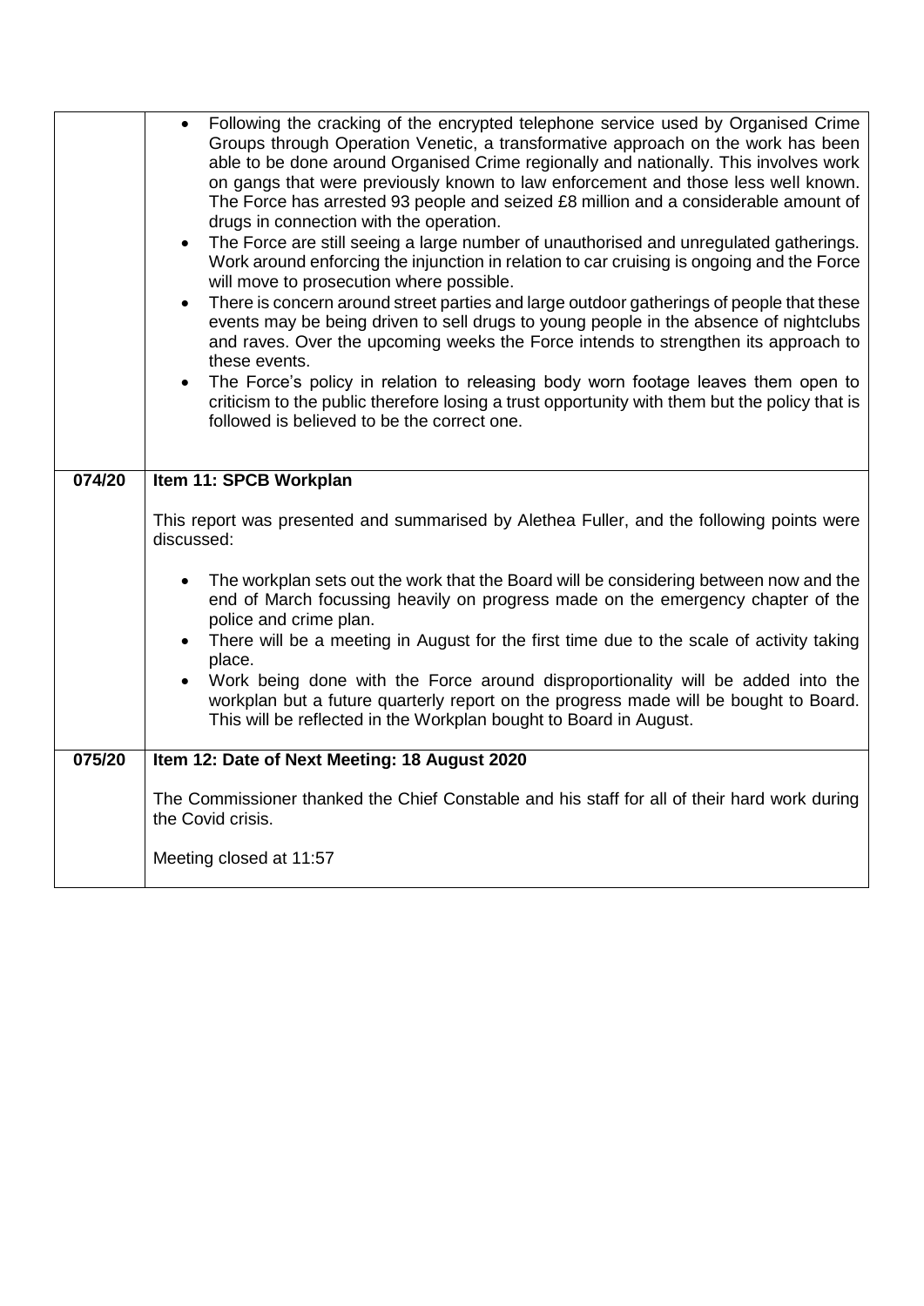| | |
|---|---|
| | • Following the cracking of the encrypted telephone service used by Organised Crime Groups through Operation Venetic, a transformative approach on the work has been able to be done around Organised Crime regionally and nationally. This involves work on gangs that were previously known to law enforcement and those less well known. The Force has arrested 93 people and seized £8 million and a considerable amount of drugs in connection with the operation.<br>• The Force are still seeing a large number of unauthorised and unregulated gatherings. Work around enforcing the injunction in relation to car cruising is ongoing and the Force will move to prosecution where possible.<br>• There is concern around street parties and large outdoor gatherings of people that these events may be being driven to sell drugs to young people in the absence of nightclubs and raves. Over the upcoming weeks the Force intends to strengthen its approach to these events.<br>• The Force's policy in relation to releasing body worn footage leaves them open to criticism to the public therefore losing a trust opportunity with them but the policy that is followed is believed to be the correct one. |
| **074/20** | **Item 11: SPCB Workplan**<br><br>This report was presented and summarised by Alethea Fuller, and the following points were discussed:<br><br>• The workplan sets out the work that the Board will be considering between now and the end of March focussing heavily on progress made on the emergency chapter of the police and crime plan.<br>• There will be a meeting in August for the first time due to the scale of activity taking place.<br>• Work being done with the Force around disproportionality will be added into the workplan but a future quarterly report on the progress made will be bought to Board. This will be reflected in the Workplan bought to Board in August. |
| **075/20** | **Item 12: Date of Next Meeting: 18 August 2020**<br><br>The Commissioner thanked the Chief Constable and his staff for all of their hard work during the Covid crisis.<br><br>Meeting closed at 11:57 |